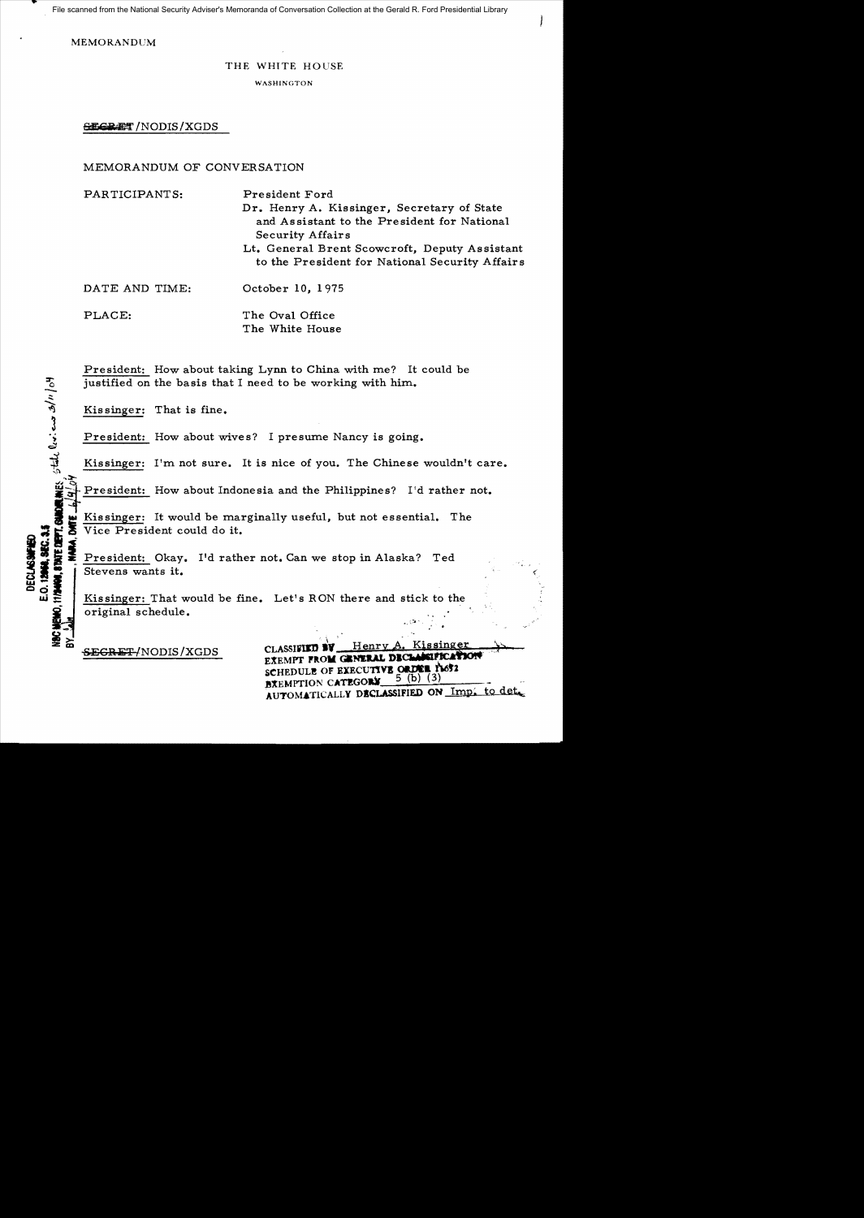File scanned from the National Security Adviser's Memoranda of Conversation Collection at the Gerald R. Ford Presidential Library

MEMORANDUM

THE WHITE HOUSE

WASHINGTON

~~SECRET~~/NODIS/XGDS

MEMORANDUM OF CONVERSATION

PARTICIPANTS: President Ford
Dr. Henry A. Kissinger, Secretary of State and Assistant to the President for National Security Affairs
Lt. General Brent Scowcroft, Deputy Assistant to the President for National Security Affairs

DATE AND TIME: October 10, 1975

PLACE: The Oval Office
The White House

President: How about taking Lynn to China with me? It could be justified on the basis that I need to be working with him.

Kissinger: That is fine.

President: How about wives? I presume Nancy is going.

Kissinger: I'm not sure. It is nice of you. The Chinese wouldn't care.

President: How about Indonesia and the Philippines? I'd rather not.

Kissinger: It would be marginally useful, but not essential. The Vice President could do it.

President: Okay. I'd rather not. Can we stop in Alaska? Ted Stevens wants it.

Kissinger: That would be fine. Let's RON there and stick to the original schedule.

~~SECRET~~/NODIS/XGDS

CLASSIFIED BY Henry A. Kissinger
EXEMPT FROM GENERAL DECLASSIFICATION SCHEDULE OF EXECUTIVE ORDER 11652
EXEMPTION CATEGORY 5 (b) (3)
AUTOMATICALLY DECLASSIFIED ON Imp. to det.

DECLASSIFIED
E.O. 12958, SEC. 3.5
NSC MEMO, 11/24/98, STATE DEPT. GUIDELINES, State Review 3/11/04
BY , NARA, DATE 6/4/04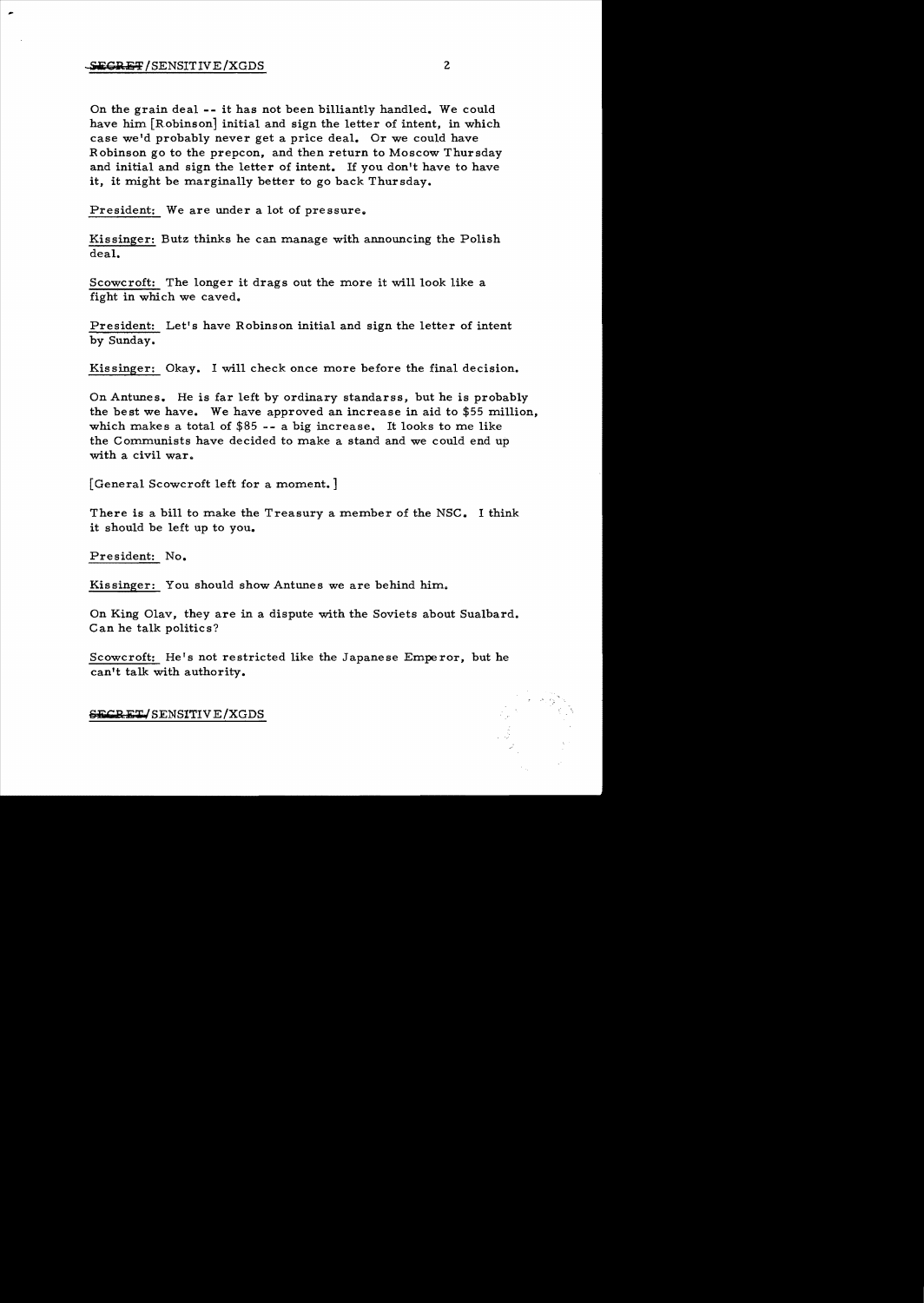On the grain deal -- it has not been billiantly handled. We could have him [Robinson] initial and sign the letter of intent, in which case we'd probably never get a price deal. Or we could have Robinson go to the prepcon, and then return to Moscow Thursday and initial and sign the letter of intent. If you don't have to have it, it might be marginally better to go back Thursday.

President: We are under a lot of pressure.

Kissinger: Butz thinks he can manage with announcing the Polish deal.

Scowcroft: The longer it drags out the more it will look like a fight in which we caved.

President: Let's have Robinson initial and sign the letter of intent by Sunday.

Kissinger: Okay. I will check once more before the final decision.

On Antunes. He is far left by ordinary standarss, but he is probably the best we have. We have approved an increase in aid to $55 million, which makes a total of $85 -- a big increase. It looks to me like the Communists have decided to make a stand and we could end up with a civil war.

[General Scowcroft left for a moment.]

There is a bill to make the Treasury a member of the NSC. I think it should be left up to you.

President: No.

Kissinger: You should show Antunes we are behind him.

On King Olav, they are in a dispute with the Soviets about Sualbard. Can he talk politics?

Scowcroft: He's not restricted like the Japanese Emperor, but he can't talk with authority.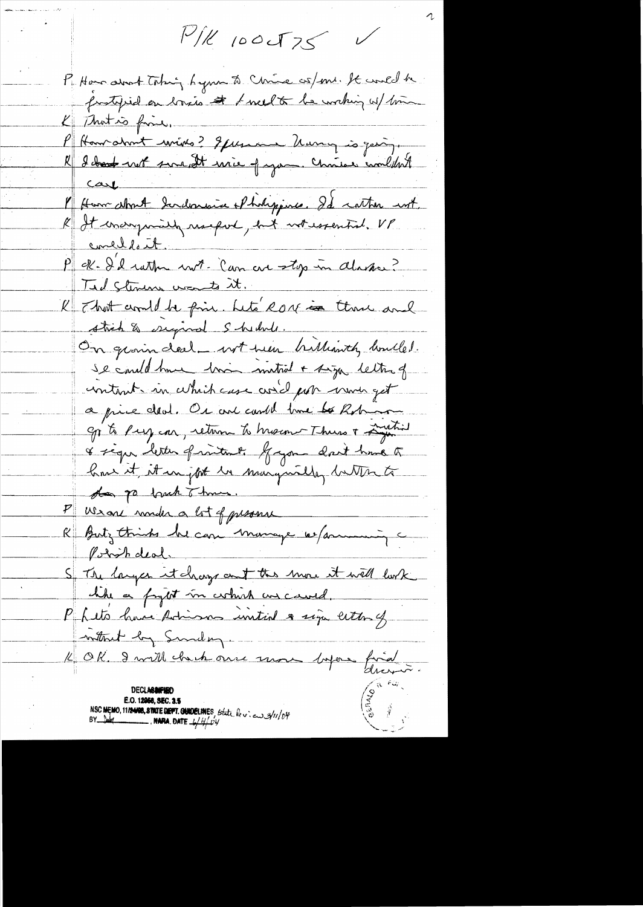P/K 10 Oct 75 ✓

P How about taking Lynn to China w/me. It would be justified on basis I need to be working w/ him.

K That is fine.

P How about wives? I presume Nancy is going.

K I don't not sure it wise of you. Chinese wouldn't care

P How about Indonesia & Philippines. I'd rather not.

K It marginally useful, but not essential. VP could do it.

P OK. I'd rather not. Can we stop in Alaska? Ted Stevens wants it.

K That would be fine. Let's RON in there and stick to original schedule.

On grain deal — not been brilliantly handled. We could have him initial & sign letter of intent — in which case we'd not never get a price deal. Or we could have Robinson go to Peking, return to Moscow Thurs & initial & sign letter of intent. If you don't have to have it, it might be marginally better to go back 1 time.

P We are under a lot of pressure

K But thinks he can manage w/announcing a Polish deal.

S The longer it drags out the more it will look like a fight in which we caved.

P Let's have Robinson initial & sign letter of intent by Sunday.

K OK. I will check once more before final decision.

DECLASSIFIED
E.O. 12958, SEC. 3.5
NSC MEMO, 11/24/98, STATE DEPT. GUIDELINES, State Rev. 3/11/04
BY ____, NARA, DATE 4/4/04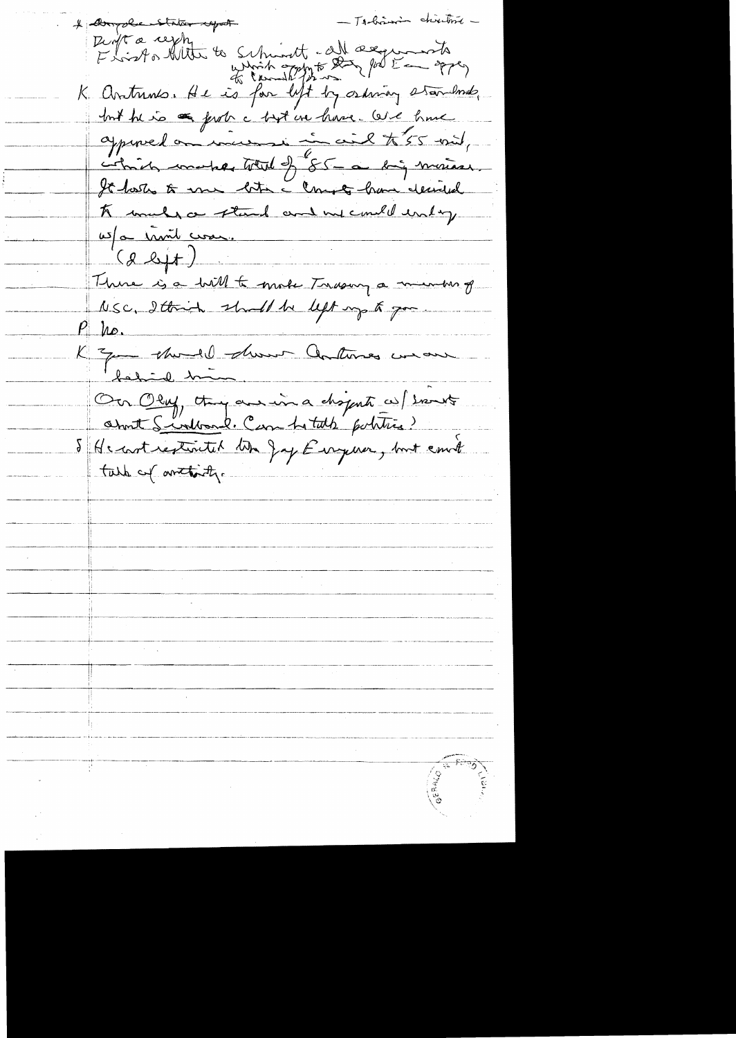~~+ Oneyscle status report~~ — Tri-brain doctrine —

Draft a reply

First, Kilter to Schmidt — all arguments which apply to Italy [?] for E — apply to Canada [?] also.

K Antunes. He is far left by ordinary standards, but he is a prob. [?] best we have. We have approved an increase in aid to 55 mil, which makes total of 85 — a big increase. It looks to me late — Comm't have decided to make a stand and we could end up w/a civil war.

(2 left)

There is a bill to make Treasury a member of NSC. I think it should be left up to you.

P No.

K You should show Antunes we are behind him.

On Olaf, they are in a dispute w/Soviets about Svalbard. Can he talk politics?

S He is not restricted like Jay [?] Everyone, but can't talk w/ authority.